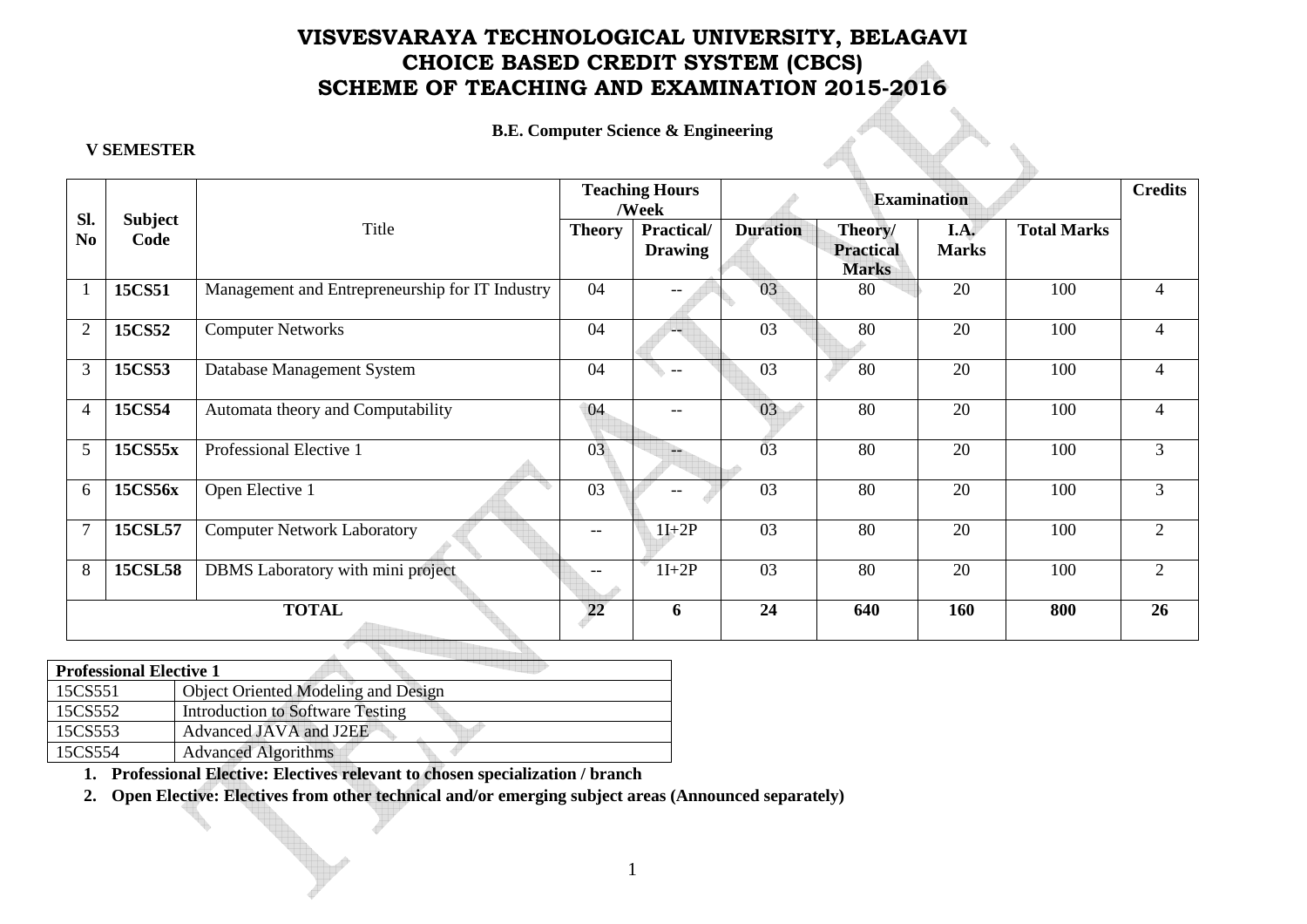# VISVESVARAYA TECHNOLOGICAL UNIVERSITY, BELAGAVI
# CHOICE BASED CREDIT SYSTEM (CBCS)
# SCHEME OF TEACHING AND EXAMINATION 2015-2016

**B.E. Computer Science & Engineering**

**V SEMESTER**

| Sl. No | Subject Code | Title | Teaching Hours /Week | | Examination | | | | Credits |
|---|---|---|---|---|---|---|---|---|---|
| | | | Theory | Practical/ Drawing | Duration | Theory/ Practical Marks | I.A. Marks | Total Marks | |
| 1 | **15CS51** | Management and Entrepreneurship for IT Industry | 04 | -- | 03 | 80 | 20 | 100 | 4 |
| 2 | **15CS52** | Computer Networks | 04 | -- | 03 | 80 | 20 | 100 | 4 |
| 3 | **15CS53** | Database Management System | 04 | -- | 03 | 80 | 20 | 100 | 4 |
| 4 | **15CS54** | Automata theory and Computability | 04 | -- | 03 | 80 | 20 | 100 | 4 |
| 5 | **15CS55x** | Professional Elective 1 | 03 | -- | 03 | 80 | 20 | 100 | 3 |
| 6 | **15CS56x** | Open Elective 1 | 03 | -- | 03 | 80 | 20 | 100 | 3 |
| 7 | **15CSL57** | Computer Network Laboratory | -- | 1I+2P | 03 | 80 | 20 | 100 | 2 |
| 8 | **15CSL58** | DBMS Laboratory with mini project | -- | 1I+2P | 03 | 80 | 20 | 100 | 2 |
| | | **TOTAL** | **22** | **6** | **24** | **640** | **160** | **800** | **26** |

| **Professional Elective 1** | |
|---|---|
| 15CS551 | Object Oriented Modeling and Design |
| 15CS552 | Introduction to Software Testing |
| 15CS553 | Advanced JAVA and J2EE |
| 15CS554 | Advanced Algorithms |

1. **Professional Elective: Electives relevant to chosen specialization / branch**
2. **Open Elective: Electives from other technical and/or emerging subject areas (Announced separately)**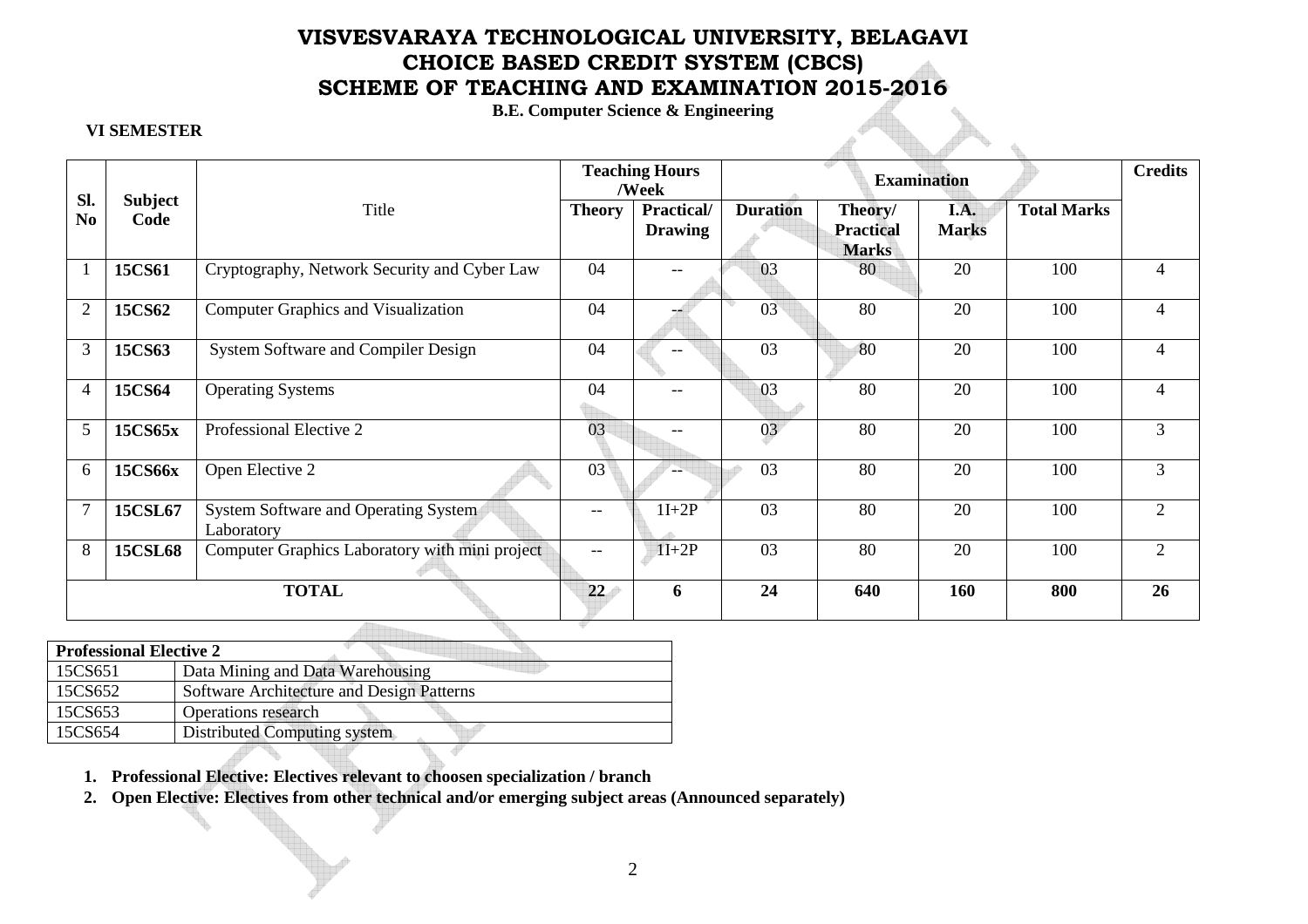# VISVESVARAYA TECHNOLOGICAL UNIVERSITY, BELAGAVI
# CHOICE BASED CREDIT SYSTEM (CBCS)
# SCHEME OF TEACHING AND EXAMINATION 2015-2016

**B.E. Computer Science & Engineering**

**VI SEMESTER**

| Sl. No | Subject Code | Title | Teaching Hours /Week | | Examination | | | | Credits |
|---|---|---|---|---|---|---|---|---|---|
| | | | Theory | Practical/ Drawing | Duration | Theory/ Practical Marks | I.A. Marks | Total Marks | |
| 1 | **15CS61** | Cryptography, Network Security and Cyber Law | 04 | -- | 03 | 80 | 20 | 100 | 4 |
| 2 | **15CS62** | Computer Graphics and Visualization | 04 | -- | 03 | 80 | 20 | 100 | 4 |
| 3 | **15CS63** | System Software and Compiler Design | 04 | -- | 03 | 80 | 20 | 100 | 4 |
| 4 | **15CS64** | Operating Systems | 04 | -- | 03 | 80 | 20 | 100 | 4 |
| 5 | **15CS65x** | Professional Elective 2 | 03 | -- | 03 | 80 | 20 | 100 | 3 |
| 6 | **15CS66x** | Open Elective 2 | 03 | -- | 03 | 80 | 20 | 100 | 3 |
| 7 | **15CSL67** | System Software and Operating System Laboratory | -- | 1I+2P | 03 | 80 | 20 | 100 | 2 |
| 8 | **15CSL68** | Computer Graphics Laboratory with mini project | -- | 1I+2P | 03 | 80 | 20 | 100 | 2 |
| **TOTAL** | | | **22** | **6** | **24** | **640** | **160** | **800** | **26** |

| **Professional Elective 2** | |
|---|---|
| 15CS651 | Data Mining and Data Warehousing |
| 15CS652 | Software Architecture and Design Patterns |
| 15CS653 | Operations research |
| 15CS654 | Distributed Computing system |

1. **Professional Elective: Electives relevant to choosen specialization / branch**
2. **Open Elective: Electives from other technical and/or emerging subject areas (Announced separately)**